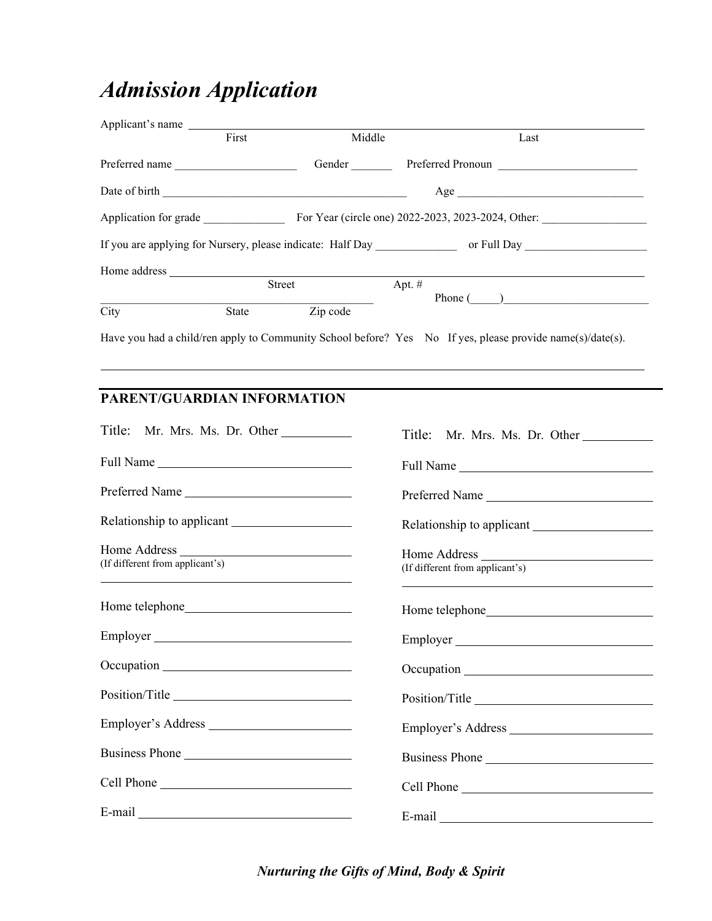# *Admission Application*

Applicant's name ______________________________________________
First Middle Last

Preferred name ____________________ Gender _______ Preferred Pronoun ________________________

Date of birth ________________________________________ Age ________________________________

Application for grade ______________ For Year (circle one) 2022-2023, 2023-2024, Other: __________________

If you are applying for Nursery, please indicate: Half Day ______________ or Full Day _____________________

Home address ______________________________________________
Street Apt. #

_______________________________________________ Phone (_____)_________________________
City State Zip code

Have you had a child/ren apply to Community School before? Yes No If yes, please provide name(s)/date(s).

_____________________________________________________________________________________

## PARENT/GUARDIAN INFORMATION

Title: Mr. Mrs. Ms. Dr. Other ___________

Full Name ______________________________

Preferred Name ___________________________

Relationship to applicant ___________________

Home Address ____________________________
(If different from applicant's)
_________________________________________

Home telephone___________________________

Employer _______________________________

Occupation ______________________________

Position/Title ____________________________

Employer's Address _______________________

Business Phone ___________________________

Cell Phone ______________________________

E-mail _________________________________

Title: Mr. Mrs. Ms. Dr. Other ___________

Full Name ______________________________

Preferred Name ___________________________

Relationship to applicant ___________________

Home Address ____________________________
(If different from applicant's)
_________________________________________

Home telephone___________________________

Employer _______________________________

Occupation ______________________________

Position/Title ____________________________

Employer's Address _______________________

Business Phone ___________________________

Cell Phone ______________________________

E-mail _________________________________

***Nurturing the Gifts of Mind, Body & Spirit***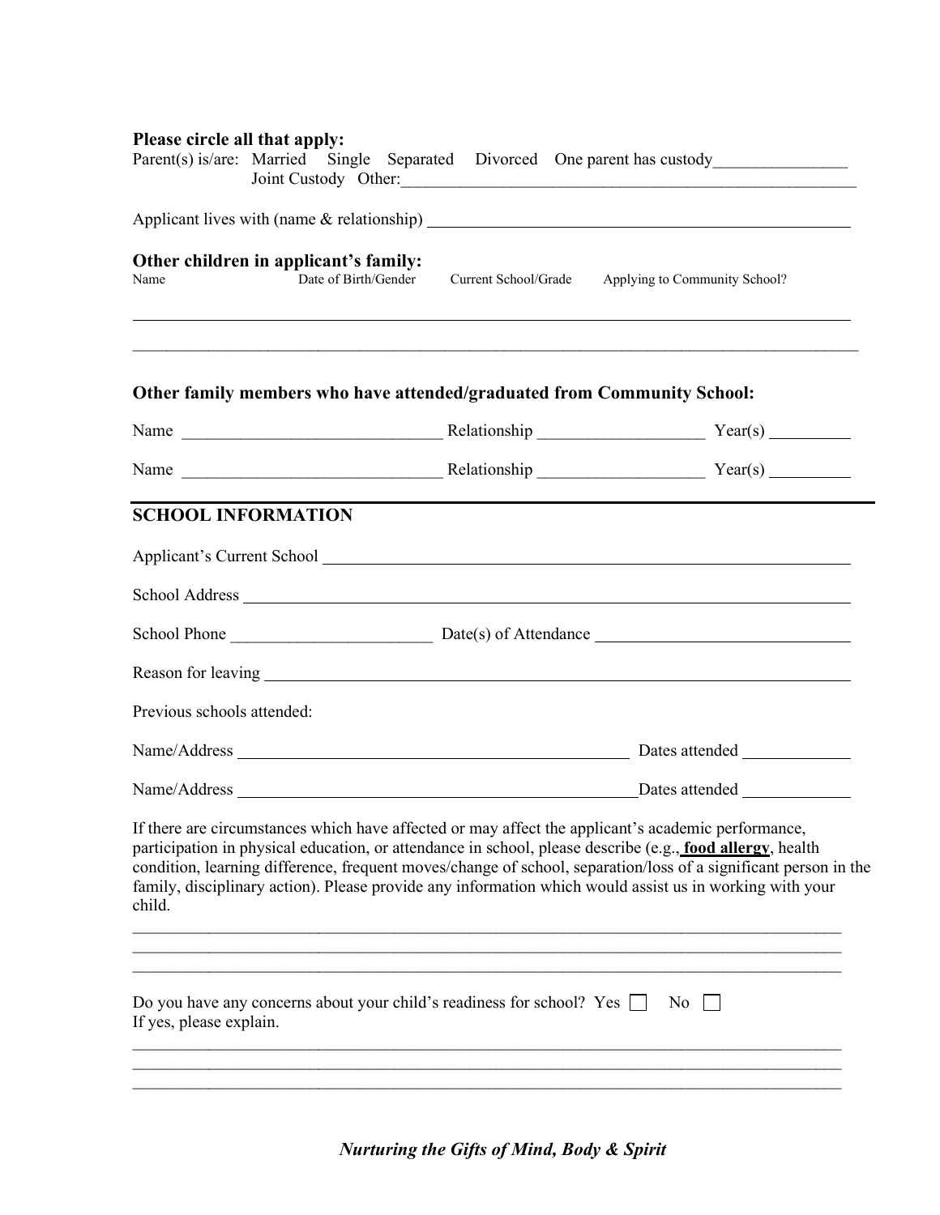**Please circle all that apply:**

Parent(s) is/are: Married Single Separated Divorced One parent has custody_______________
Joint Custody Other:_______________________________________________________

Applicant lives with (name & relationship) _______________________________________________

### Other children in applicant's family:

| Name | Date of Birth/Gender | Current School/Grade | Applying to Community School? |
|---|---|---|---|
| | | | |
| | | | |

### Other family members who have attended/graduated from Community School:

Name _____________________________ Relationship ___________________ Year(s) _________

Name _____________________________ Relationship ___________________ Year(s) _________

## SCHOOL INFORMATION

Applicant's Current School _______________________________________________________

School Address _______________________________________________________________

School Phone _______________________ Date(s) of Attendance _____________________________

Reason for leaving _____________________________________________________________

Previous schools attended:

Name/Address _____________________________________________ Dates attended ____________

Name/Address _____________________________________________ Dates attended ____________

If there are circumstances which have affected or may affect the applicant's academic performance, participation in physical education, or attendance in school, please describe (e.g., **food allergy**, health condition, learning difference, frequent moves/change of school, separation/loss of a significant person in the family, disciplinary action). Please provide any information which would assist us in working with your child.

_____________________________________________________________________________________
_____________________________________________________________________________________
_____________________________________________________________________________________

Do you have any concerns about your child's readiness for school? Yes ☐ No ☐
If yes, please explain.

_____________________________________________________________________________________
_____________________________________________________________________________________
_____________________________________________________________________________________

*Nurturing the Gifts of Mind, Body & Spirit*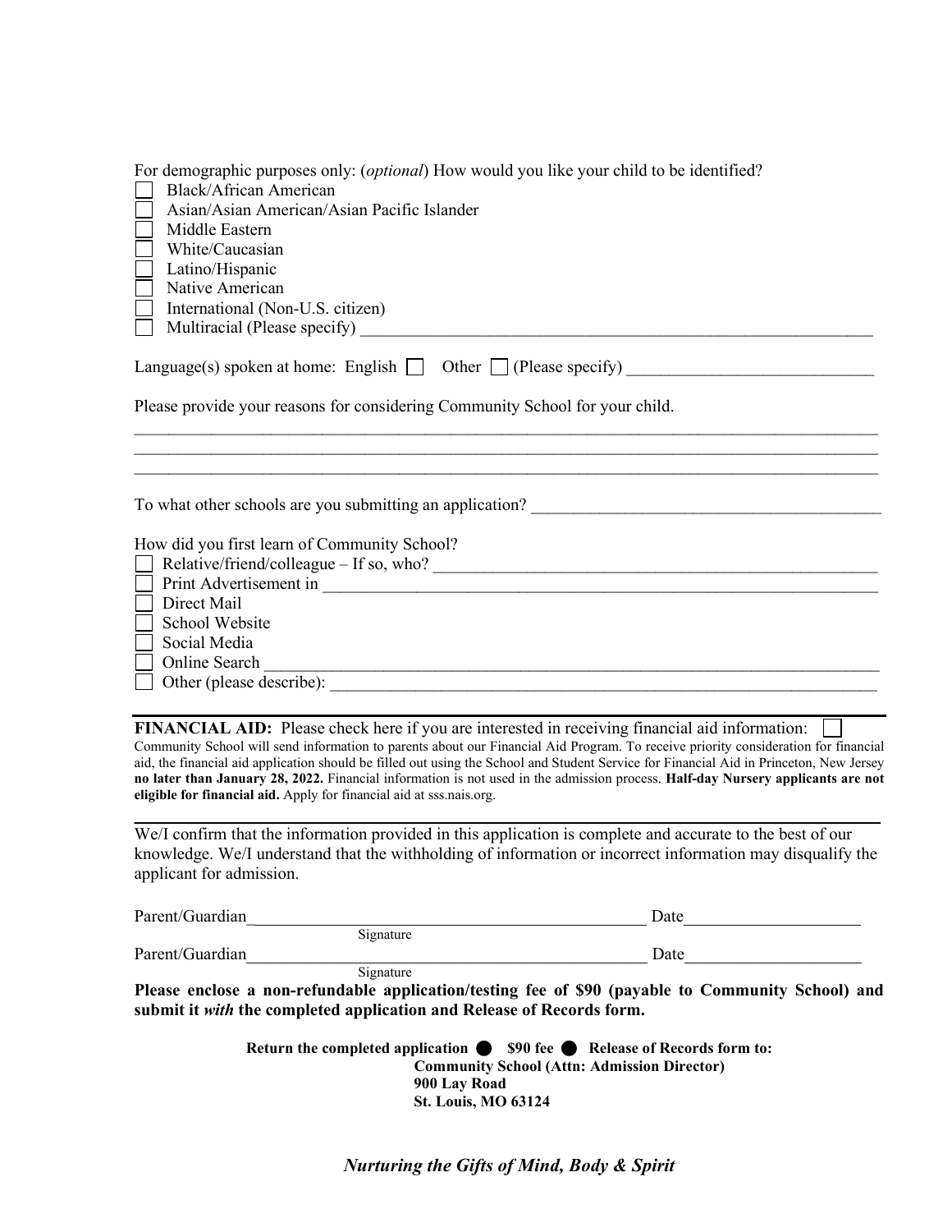For demographic purposes only: (*optional*) How would you like your child to be identified?

- ☐ Black/African American
- ☐ Asian/Asian American/Asian Pacific Islander
- ☐ Middle Eastern
- ☐ White/Caucasian
- ☐ Latino/Hispanic
- ☐ Native American
- ☐ International (Non-U.S. citizen)
- ☐ Multiracial (Please specify) ____________________________________________

Language(s) spoken at home: English ☐ Other ☐ (Please specify) ____________________________

Please provide your reasons for considering Community School for your child.

______________________________________________________________________________________
______________________________________________________________________________________
______________________________________________________________________________________

To what other schools are you submitting an application? ________________________________________

How did you first learn of Community School?

- ☐ Relative/friend/colleague – If so, who? ____________________________________________
- ☐ Print Advertisement in ______________________________________________________
- ☐ Direct Mail
- ☐ School Website
- ☐ Social Media
- ☐ Online Search ___________________________________________________________
- ☐ Other (please describe): ____________________________________________________

---

**FINANCIAL AID:** Please check here if you are interested in receiving financial aid information: ☐

Community School will send information to parents about our Financial Aid Program. To receive priority consideration for financial aid, the financial aid application should be filled out using the School and Student Service for Financial Aid in Princeton, New Jersey **no later than January 28, 2022.** Financial information is not used in the admission process. **Half-day Nursery applicants are not eligible for financial aid.** Apply for financial aid at sss.nais.org.

---

We/I confirm that the information provided in this application is complete and accurate to the best of our knowledge. We/I understand that the withholding of information or incorrect information may disqualify the applicant for admission.

Parent/Guardian_____________________________________________ Date____________________
Signature

Parent/Guardian_____________________________________________ Date____________________
Signature

**Please enclose a non-refundable application/testing fee of $90 (payable to Community School) and submit it *with* the completed application and Release of Records form.**

**Return the completed application ● $90 fee ● Release of Records form to:**
**Community School (Attn: Admission Director)**
**900 Lay Road**
**St. Louis, MO 63124**

***Nurturing the Gifts of Mind, Body & Spirit***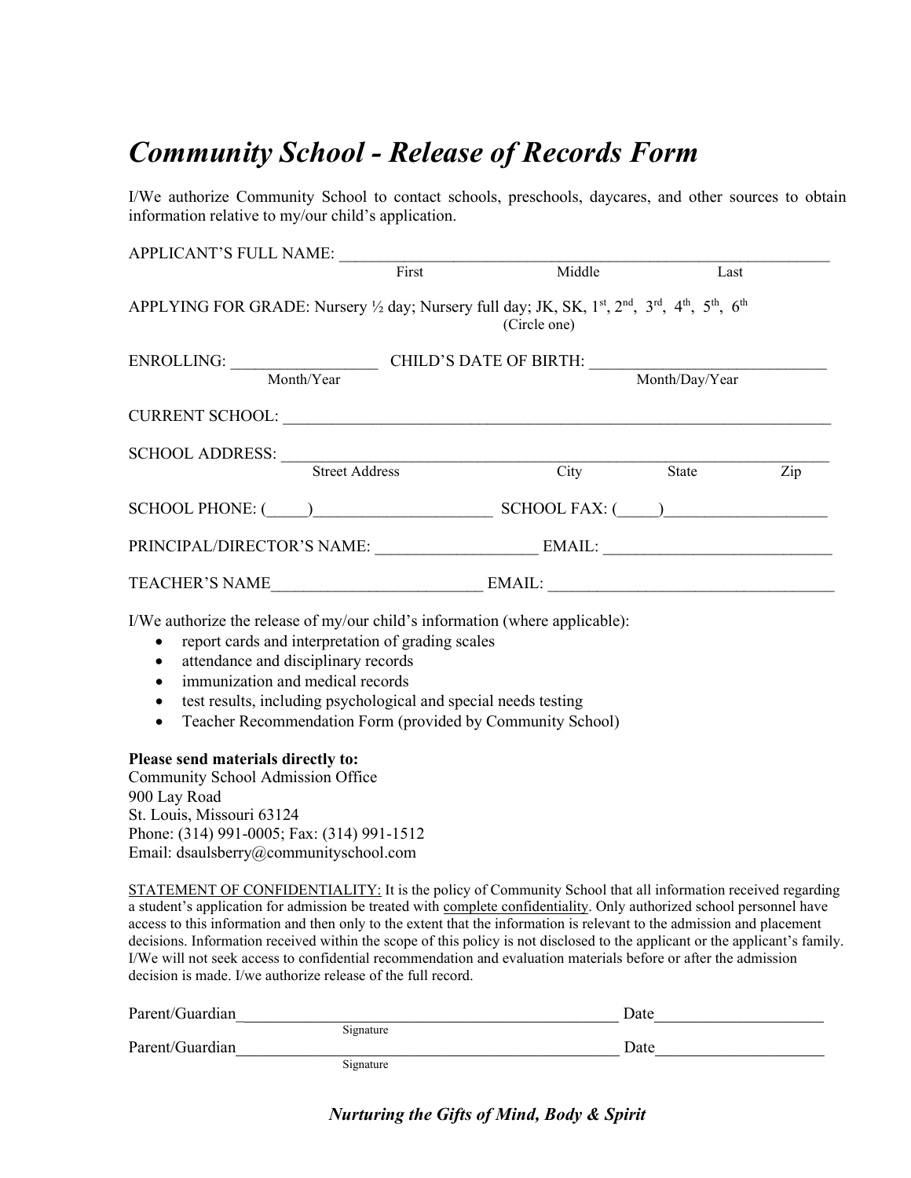# *Community School - Release of Records Form*

I/We authorize Community School to contact schools, preschools, daycares, and other sources to obtain information relative to my/our child's application.

APPLICANT'S FULL NAME: ___________________________________________________________
First                    Middle                    Last

APPLYING FOR GRADE: Nursery ½ day; Nursery full day; JK, SK, 1st, 2nd, 3rd, 4th, 5th, 6th
(Circle one)

ENROLLING: _________________ CHILD'S DATE OF BIRTH: ____________________________
Month/Year                    Month/Day/Year

CURRENT SCHOOL: _____________________________________________________________

SCHOOL ADDRESS: _____________________________________________________________
Street Address                    City                    State                    Zip

SCHOOL PHONE: (_____)_____________________ SCHOOL FAX: (_____)___________________

PRINCIPAL/DIRECTOR'S NAME: ___________________ EMAIL: ___________________________

TEACHER'S NAME_________________________ EMAIL: ___________________________________

I/We authorize the release of my/our child's information (where applicable):

- report cards and interpretation of grading scales
- attendance and disciplinary records
- immunization and medical records
- test results, including psychological and special needs testing
- Teacher Recommendation Form (provided by Community School)

**Please send materials directly to:**
Community School Admission Office
900 Lay Road
St. Louis, Missouri 63124
Phone: (314) 991-0005; Fax: (314) 991-1512
Email: dsaulsberry@communityschool.com

STATEMENT OF CONFIDENTIALITY: It is the policy of Community School that all information received regarding a student's application for admission be treated with complete confidentiality. Only authorized school personnel have access to this information and then only to the extent that the information is relevant to the admission and placement decisions. Information received within the scope of this policy is not disclosed to the applicant or the applicant's family. I/We will not seek access to confidential recommendation and evaluation materials before or after the admission decision is made. I/we authorize release of the full record.

Parent/Guardian_______________________________________________ Date____________________
Signature

Parent/Guardian_______________________________________________ Date____________________
Signature

***Nurturing the Gifts of Mind, Body & Spirit***